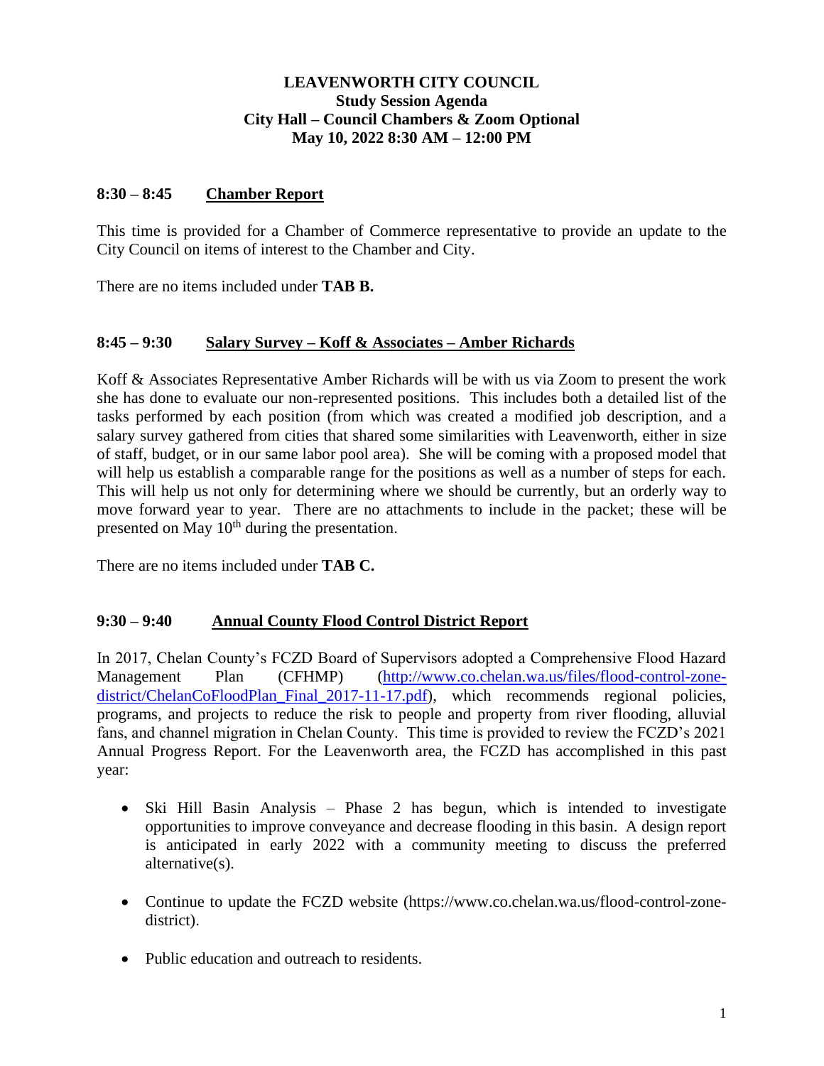# LEAVENWORTH CITY COUNCIL
## Study Session Agenda
## City Hall – Council Chambers & Zoom Optional
## May 10, 2022 8:30 AM – 12:00 PM

### 8:30 – 8:45 Chamber Report

This time is provided for a Chamber of Commerce representative to provide an update to the City Council on items of interest to the Chamber and City.

There are no items included under **TAB B.**

### 8:45 – 9:30 Salary Survey – Koff & Associates – Amber Richards

Koff & Associates Representative Amber Richards will be with us via Zoom to present the work she has done to evaluate our non-represented positions. This includes both a detailed list of the tasks performed by each position (from which was created a modified job description, and a salary survey gathered from cities that shared some similarities with Leavenworth, either in size of staff, budget, or in our same labor pool area). She will be coming with a proposed model that will help us establish a comparable range for the positions as well as a number of steps for each. This will help us not only for determining where we should be currently, but an orderly way to move forward year to year. There are no attachments to include in the packet; these will be presented on May 10th during the presentation.

There are no items included under **TAB C.**

### 9:30 – 9:40 Annual County Flood Control District Report

In 2017, Chelan County's FCZD Board of Supervisors adopted a Comprehensive Flood Hazard Management Plan (CFHMP) (http://www.co.chelan.wa.us/files/flood-control-zone-district/ChelanCoFloodPlan_Final_2017-11-17.pdf), which recommends regional policies, programs, and projects to reduce the risk to people and property from river flooding, alluvial fans, and channel migration in Chelan County. This time is provided to review the FCZD's 2021 Annual Progress Report. For the Leavenworth area, the FCZD has accomplished in this past year:

- Ski Hill Basin Analysis – Phase 2 has begun, which is intended to investigate opportunities to improve conveyance and decrease flooding in this basin. A design report is anticipated in early 2022 with a community meeting to discuss the preferred alternative(s).
- Continue to update the FCZD website (https://www.co.chelan.wa.us/flood-control-zone-district).
- Public education and outreach to residents.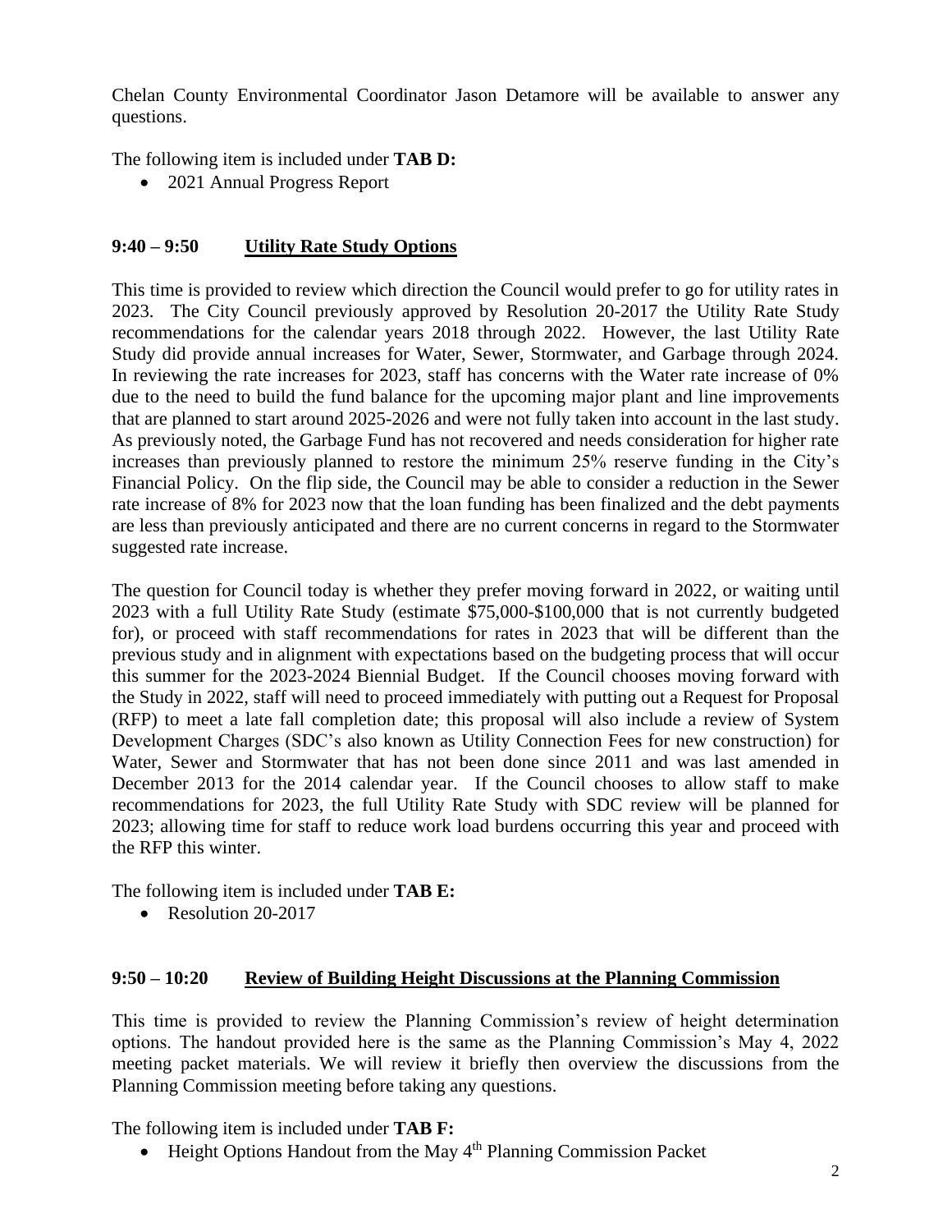Chelan County Environmental Coordinator Jason Detamore will be available to answer any questions.

The following item is included under **TAB D:**

- 2021 Annual Progress Report

**9:40 – 9:50 <u>Utility Rate Study Options</u>**

This time is provided to review which direction the Council would prefer to go for utility rates in 2023. The City Council previously approved by Resolution 20-2017 the Utility Rate Study recommendations for the calendar years 2018 through 2022. However, the last Utility Rate Study did provide annual increases for Water, Sewer, Stormwater, and Garbage through 2024. In reviewing the rate increases for 2023, staff has concerns with the Water rate increase of 0% due to the need to build the fund balance for the upcoming major plant and line improvements that are planned to start around 2025-2026 and were not fully taken into account in the last study. As previously noted, the Garbage Fund has not recovered and needs consideration for higher rate increases than previously planned to restore the minimum 25% reserve funding in the City's Financial Policy. On the flip side, the Council may be able to consider a reduction in the Sewer rate increase of 8% for 2023 now that the loan funding has been finalized and the debt payments are less than previously anticipated and there are no current concerns in regard to the Stormwater suggested rate increase.

The question for Council today is whether they prefer moving forward in 2022, or waiting until 2023 with a full Utility Rate Study (estimate $75,000-$100,000 that is not currently budgeted for), or proceed with staff recommendations for rates in 2023 that will be different than the previous study and in alignment with expectations based on the budgeting process that will occur this summer for the 2023-2024 Biennial Budget. If the Council chooses moving forward with the Study in 2022, staff will need to proceed immediately with putting out a Request for Proposal (RFP) to meet a late fall completion date; this proposal will also include a review of System Development Charges (SDC's also known as Utility Connection Fees for new construction) for Water, Sewer and Stormwater that has not been done since 2011 and was last amended in December 2013 for the 2014 calendar year. If the Council chooses to allow staff to make recommendations for 2023, the full Utility Rate Study with SDC review will be planned for 2023; allowing time for staff to reduce work load burdens occurring this year and proceed with the RFP this winter.

The following item is included under **TAB E:**

- Resolution 20-2017

**9:50 – 10:20 <u>Review of Building Height Discussions at the Planning Commission</u>**

This time is provided to review the Planning Commission's review of height determination options. The handout provided here is the same as the Planning Commission's May 4, 2022 meeting packet materials. We will review it briefly then overview the discussions from the Planning Commission meeting before taking any questions.

The following item is included under **TAB F:**

- Height Options Handout from the May 4th Planning Commission Packet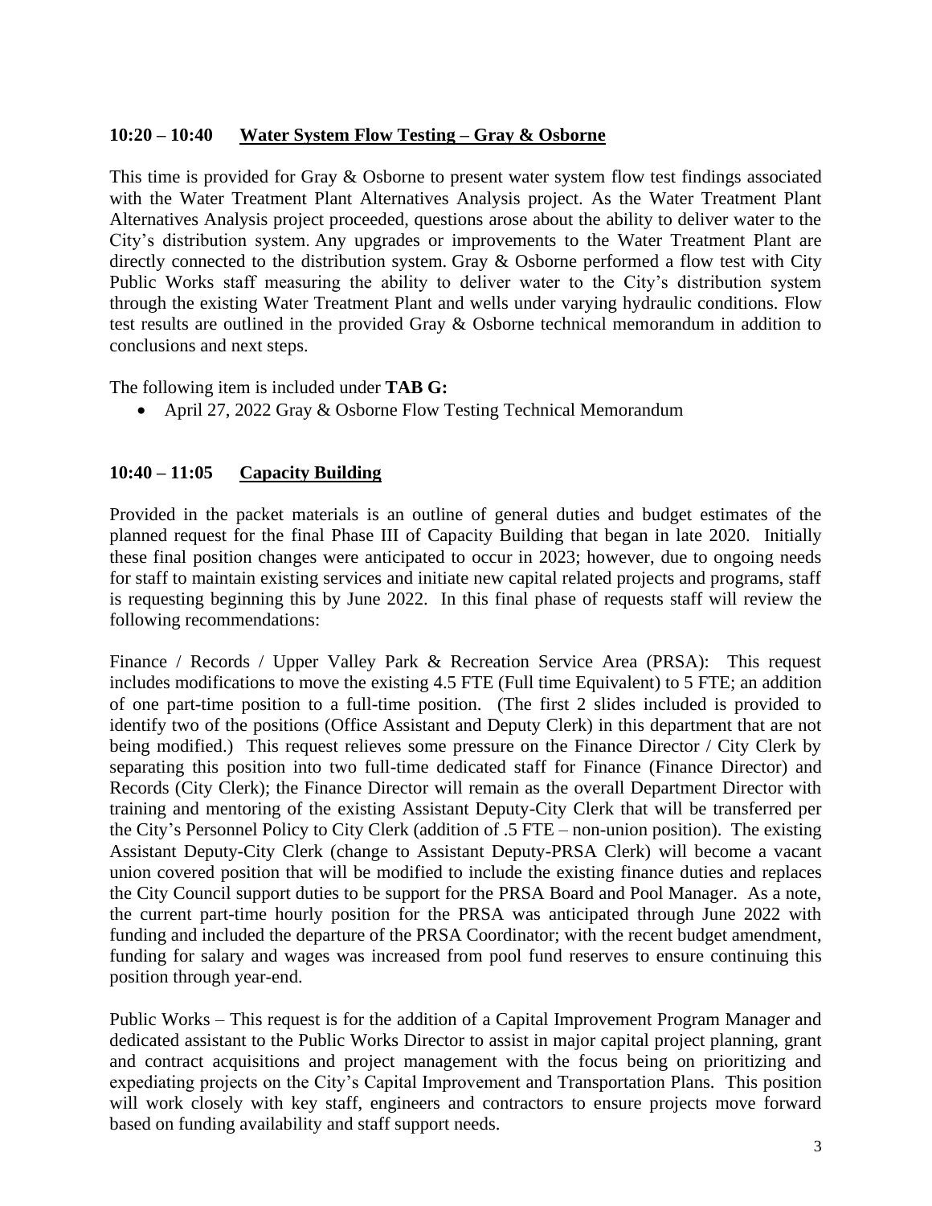**10:20 – 10:40 <u>Water System Flow Testing – Gray & Osborne</u>**

This time is provided for Gray & Osborne to present water system flow test findings associated with the Water Treatment Plant Alternatives Analysis project. As the Water Treatment Plant Alternatives Analysis project proceeded, questions arose about the ability to deliver water to the City's distribution system. Any upgrades or improvements to the Water Treatment Plant are directly connected to the distribution system. Gray & Osborne performed a flow test with City Public Works staff measuring the ability to deliver water to the City's distribution system through the existing Water Treatment Plant and wells under varying hydraulic conditions. Flow test results are outlined in the provided Gray & Osborne technical memorandum in addition to conclusions and next steps.

The following item is included under **TAB G:**

- April 27, 2022 Gray & Osborne Flow Testing Technical Memorandum

**10:40 – 11:05 <u>Capacity Building</u>**

Provided in the packet materials is an outline of general duties and budget estimates of the planned request for the final Phase III of Capacity Building that began in late 2020. Initially these final position changes were anticipated to occur in 2023; however, due to ongoing needs for staff to maintain existing services and initiate new capital related projects and programs, staff is requesting beginning this by June 2022. In this final phase of requests staff will review the following recommendations:

Finance / Records / Upper Valley Park & Recreation Service Area (PRSA): This request includes modifications to move the existing 4.5 FTE (Full time Equivalent) to 5 FTE; an addition of one part-time position to a full-time position. (The first 2 slides included is provided to identify two of the positions (Office Assistant and Deputy Clerk) in this department that are not being modified.) This request relieves some pressure on the Finance Director / City Clerk by separating this position into two full-time dedicated staff for Finance (Finance Director) and Records (City Clerk); the Finance Director will remain as the overall Department Director with training and mentoring of the existing Assistant Deputy-City Clerk that will be transferred per the City's Personnel Policy to City Clerk (addition of .5 FTE – non-union position). The existing Assistant Deputy-City Clerk (change to Assistant Deputy-PRSA Clerk) will become a vacant union covered position that will be modified to include the existing finance duties and replaces the City Council support duties to be support for the PRSA Board and Pool Manager. As a note, the current part-time hourly position for the PRSA was anticipated through June 2022 with funding and included the departure of the PRSA Coordinator; with the recent budget amendment, funding for salary and wages was increased from pool fund reserves to ensure continuing this position through year-end.

Public Works – This request is for the addition of a Capital Improvement Program Manager and dedicated assistant to the Public Works Director to assist in major capital project planning, grant and contract acquisitions and project management with the focus being on prioritizing and expediating projects on the City's Capital Improvement and Transportation Plans. This position will work closely with key staff, engineers and contractors to ensure projects move forward based on funding availability and staff support needs.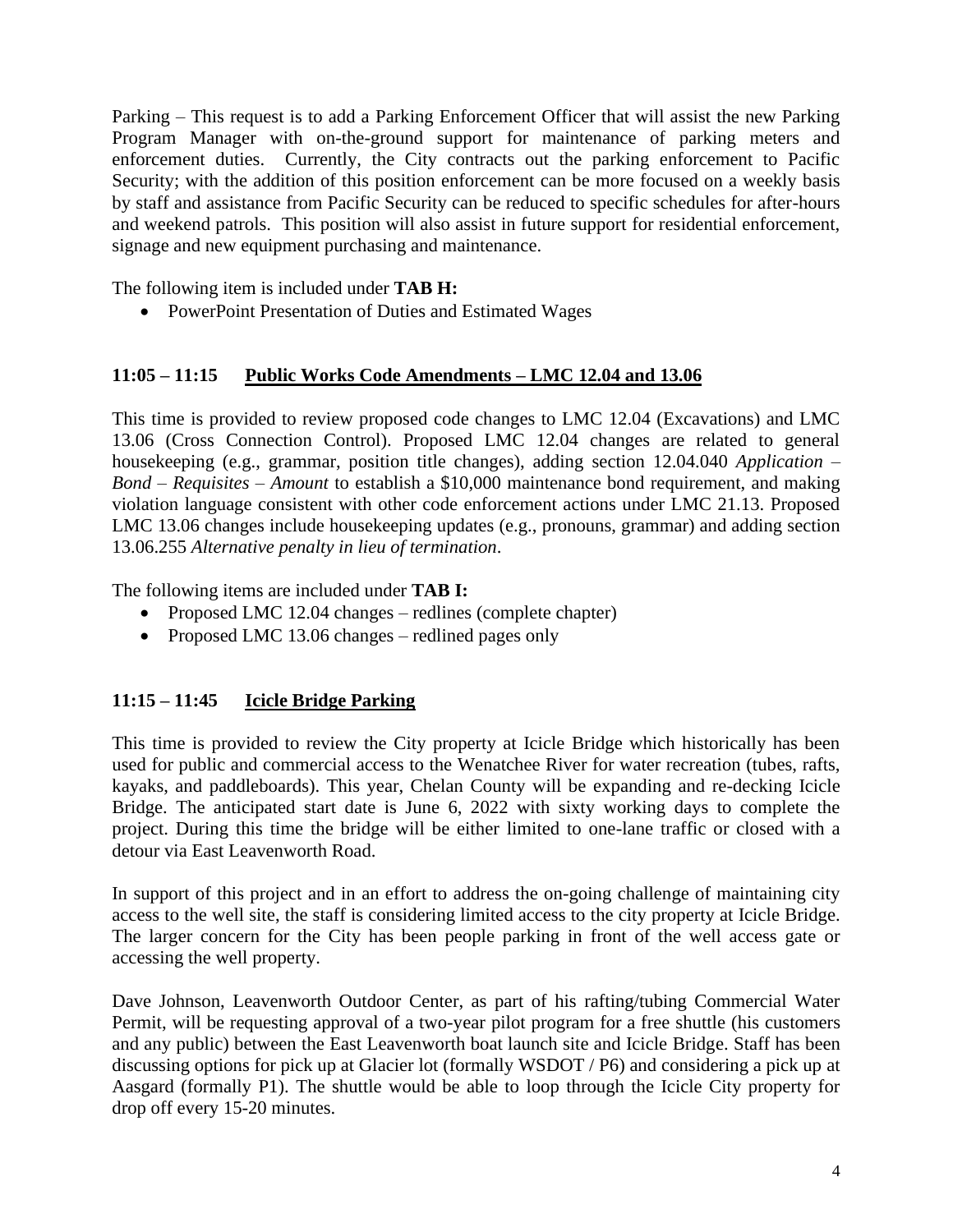Parking – This request is to add a Parking Enforcement Officer that will assist the new Parking Program Manager with on-the-ground support for maintenance of parking meters and enforcement duties. Currently, the City contracts out the parking enforcement to Pacific Security; with the addition of this position enforcement can be more focused on a weekly basis by staff and assistance from Pacific Security can be reduced to specific schedules for after-hours and weekend patrols. This position will also assist in future support for residential enforcement, signage and new equipment purchasing and maintenance.

The following item is included under **TAB H:**

- PowerPoint Presentation of Duties and Estimated Wages

### 11:05 – 11:15 Public Works Code Amendments – LMC 12.04 and 13.06

This time is provided to review proposed code changes to LMC 12.04 (Excavations) and LMC 13.06 (Cross Connection Control). Proposed LMC 12.04 changes are related to general housekeeping (e.g., grammar, position title changes), adding section 12.04.040 *Application – Bond – Requisites – Amount* to establish a $10,000 maintenance bond requirement, and making violation language consistent with other code enforcement actions under LMC 21.13. Proposed LMC 13.06 changes include housekeeping updates (e.g., pronouns, grammar) and adding section 13.06.255 *Alternative penalty in lieu of termination*.

The following items are included under **TAB I:**

- Proposed LMC 12.04 changes – redlines (complete chapter)
- Proposed LMC 13.06 changes – redlined pages only

### 11:15 – 11:45 Icicle Bridge Parking

This time is provided to review the City property at Icicle Bridge which historically has been used for public and commercial access to the Wenatchee River for water recreation (tubes, rafts, kayaks, and paddleboards). This year, Chelan County will be expanding and re-decking Icicle Bridge. The anticipated start date is June 6, 2022 with sixty working days to complete the project. During this time the bridge will be either limited to one-lane traffic or closed with a detour via East Leavenworth Road.

In support of this project and in an effort to address the on-going challenge of maintaining city access to the well site, the staff is considering limited access to the city property at Icicle Bridge. The larger concern for the City has been people parking in front of the well access gate or accessing the well property.

Dave Johnson, Leavenworth Outdoor Center, as part of his rafting/tubing Commercial Water Permit, will be requesting approval of a two-year pilot program for a free shuttle (his customers and any public) between the East Leavenworth boat launch site and Icicle Bridge. Staff has been discussing options for pick up at Glacier lot (formally WSDOT / P6) and considering a pick up at Aasgard (formally P1). The shuttle would be able to loop through the Icicle City property for drop off every 15-20 minutes.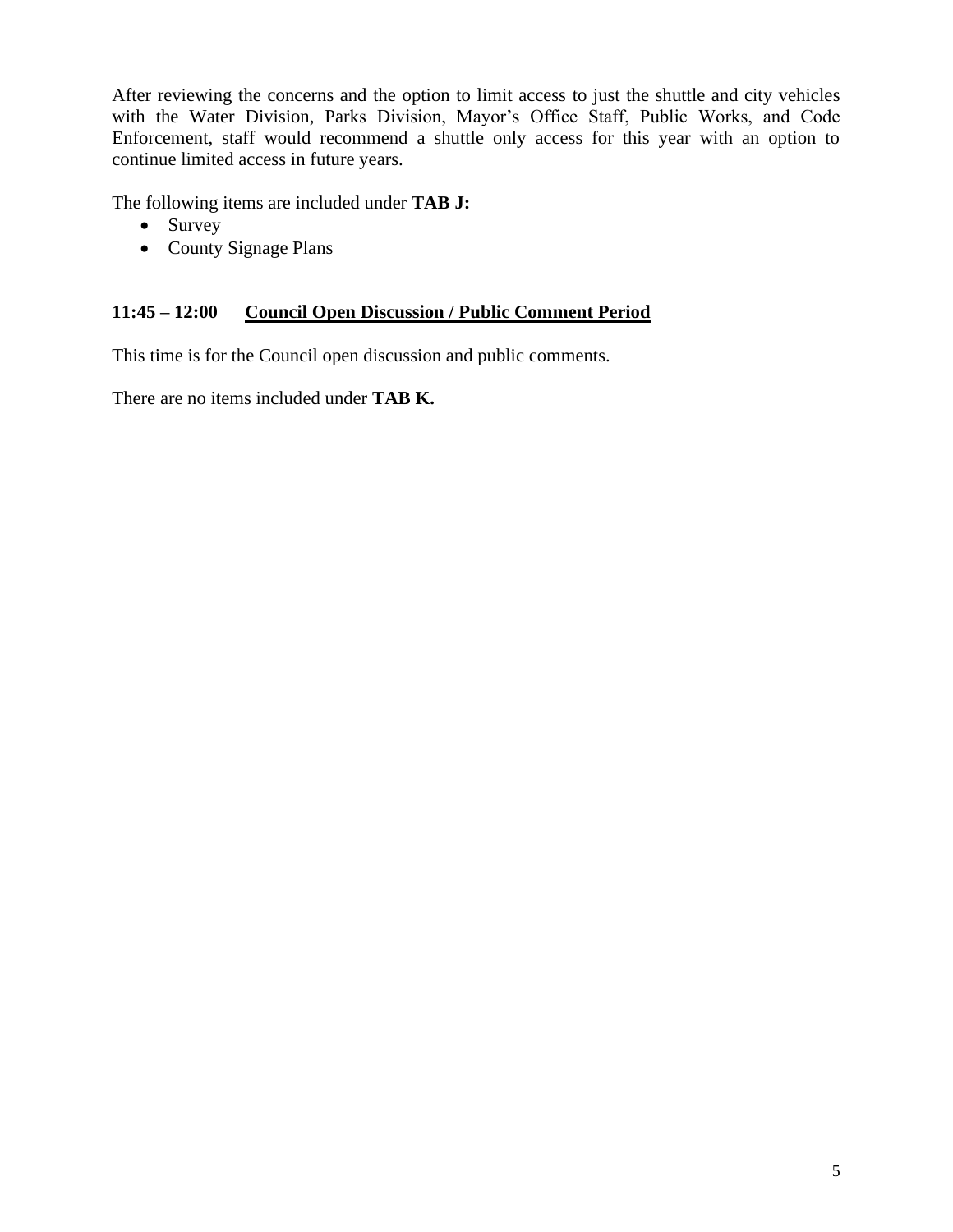After reviewing the concerns and the option to limit access to just the shuttle and city vehicles with the Water Division, Parks Division, Mayor's Office Staff, Public Works, and Code Enforcement, staff would recommend a shuttle only access for this year with an option to continue limited access in future years.

The following items are included under **TAB J:**

- Survey
- County Signage Plans

**11:45 – 12:00 Council Open Discussion / Public Comment Period**

This time is for the Council open discussion and public comments.

There are no items included under **TAB K.**